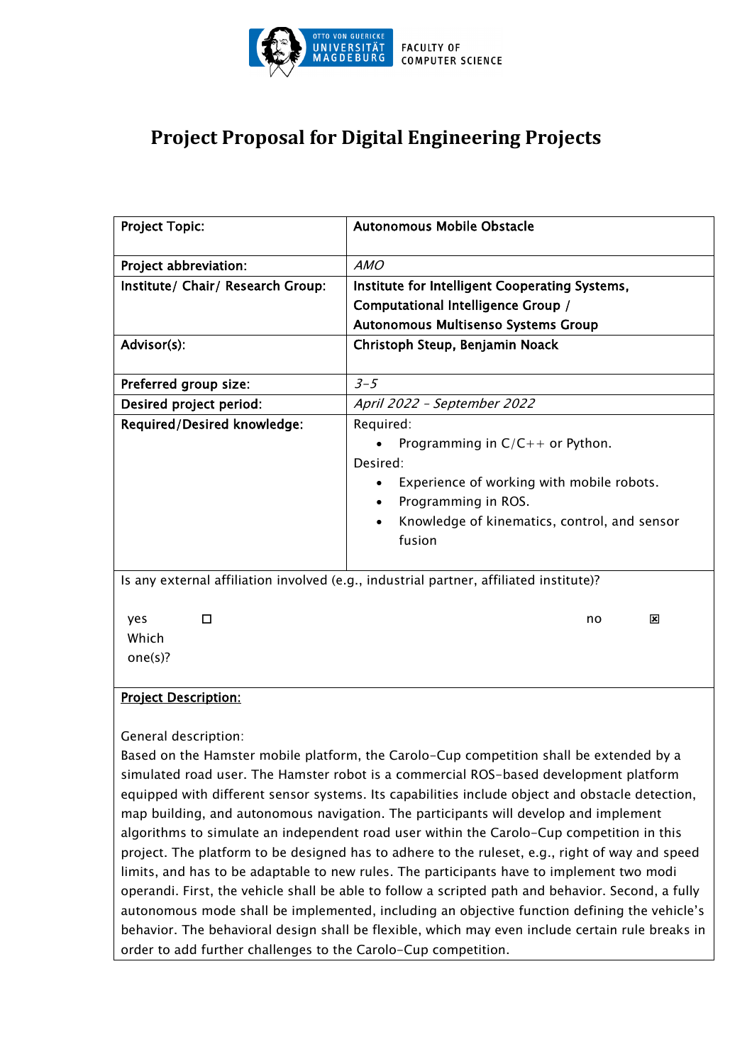OTTO VON GUERICKE UNIVERSITÄT MAGDEBURG

FACULTY OF COMPUTER SCIENCE

# Project Proposal for Digital Engineering Projects

| | |
|---|---|
| **Project Topic:** | **Autonomous Mobile Obstacle** |
| **Project abbreviation:** | *AMO* |
| **Institute/ Chair/ Research Group:** | **Institute for Intelligent Cooperating Systems, Computational Intelligence Group / Autonomous Multisenso Systems Group** |
| **Advisor(s):** | **Christoph Steup, Benjamin Noack** |
| **Preferred group size:** | *3-5* |
| **Desired project period:** | *April 2022 – September 2022* |
| **Required/Desired knowledge:** | Required:<br>• Programming in C/C++ or Python.<br>Desired:<br>• Experience of working with mobile robots.<br>• Programming in ROS.<br>• Knowledge of kinematics, control, and sensor fusion |

Is any external affiliation involved (e.g., industrial partner, affiliated institute)?

yes ☐ Which one(s)?

no ☒

**Project Description:**

General description:

Based on the Hamster mobile platform, the Carolo-Cup competition shall be extended by a simulated road user. The Hamster robot is a commercial ROS-based development platform equipped with different sensor systems. Its capabilities include object and obstacle detection, map building, and autonomous navigation. The participants will develop and implement algorithms to simulate an independent road user within the Carolo-Cup competition in this project. The platform to be designed has to adhere to the ruleset, e.g., right of way and speed limits, and has to be adaptable to new rules. The participants have to implement two modi operandi. First, the vehicle shall be able to follow a scripted path and behavior. Second, a fully autonomous mode shall be implemented, including an objective function defining the vehicle's behavior. The behavioral design shall be flexible, which may even include certain rule breaks in order to add further challenges to the Carolo-Cup competition.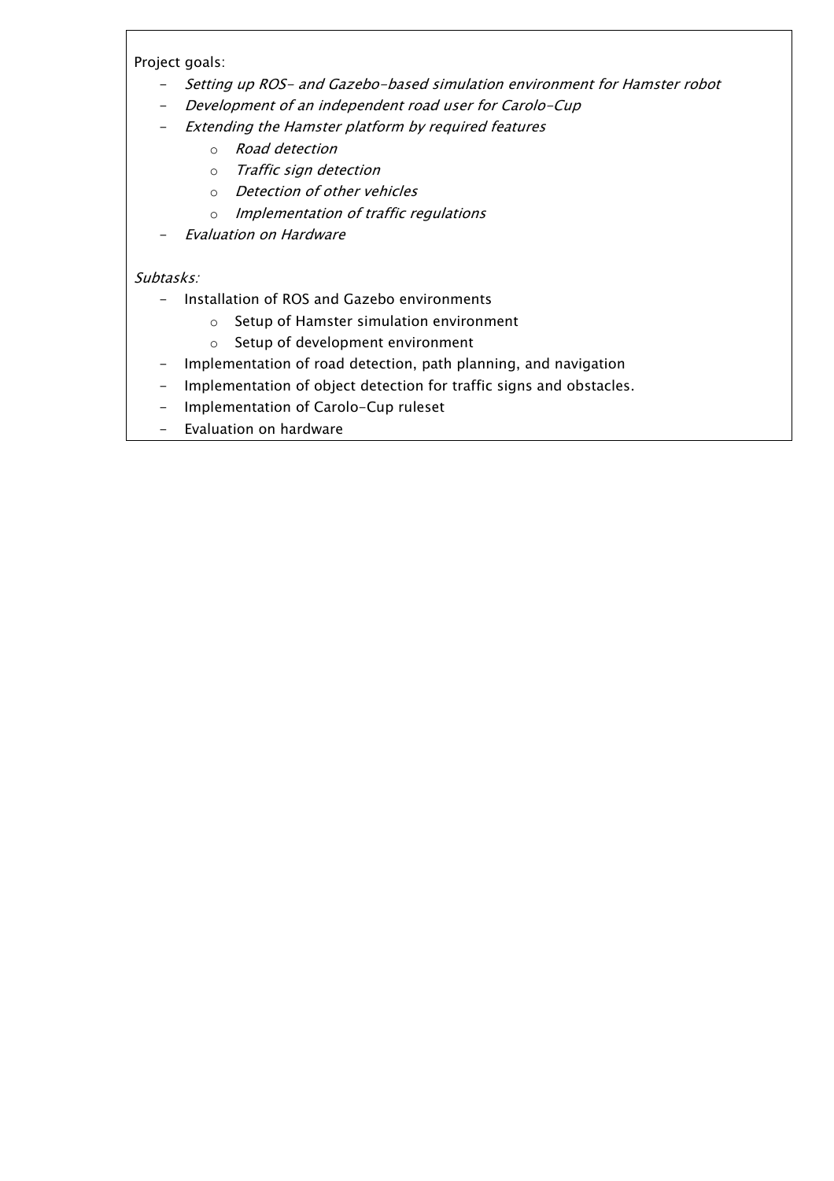Project goals:

- *Setting up ROS- and Gazebo-based simulation environment for Hamster robot*
- *Development of an independent road user for Carolo-Cup*
- *Extending the Hamster platform by required features*
  - *Road detection*
  - *Traffic sign detection*
  - *Detection of other vehicles*
  - *Implementation of traffic regulations*
- *Evaluation on Hardware*

*Subtasks:*

- Installation of ROS and Gazebo environments
  - Setup of Hamster simulation environment
  - Setup of development environment
- Implementation of road detection, path planning, and navigation
- Implementation of object detection for traffic signs and obstacles.
- Implementation of Carolo-Cup ruleset
- Evaluation on hardware